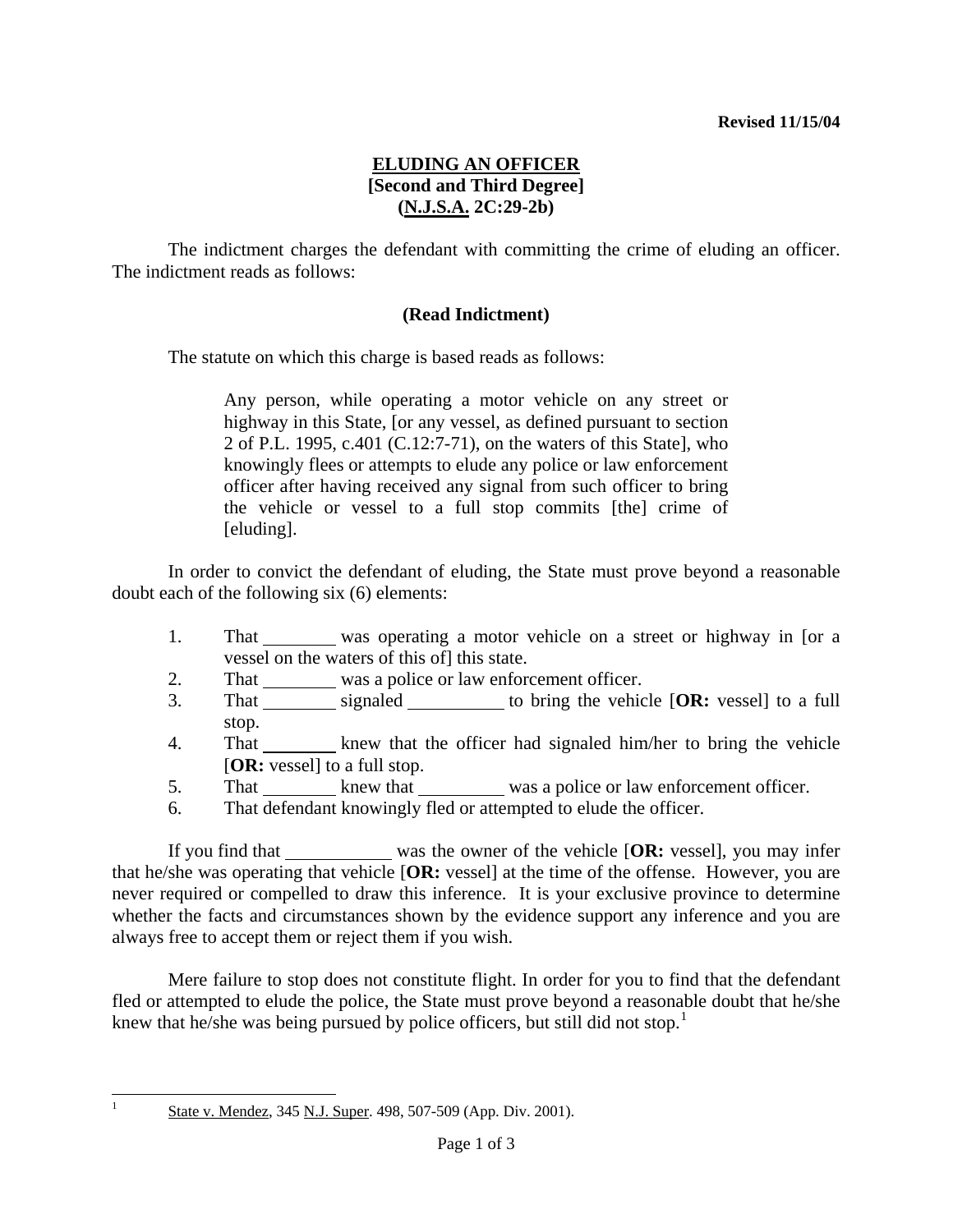**Revised 11/15/04**

# ELUDING AN OFFICER
## [Second and Third Degree]
## (N.J.S.A. 2C:29-2b)

The indictment charges the defendant with committing the crime of eluding an officer. The indictment reads as follows:

**(Read Indictment)**

The statute on which this charge is based reads as follows:

> Any person, while operating a motor vehicle on any street or highway in this State, [or any vessel, as defined pursuant to section 2 of P.L. 1995, c.401 (C.12:7-71), on the waters of this State], who knowingly flees or attempts to elude any police or law enforcement officer after having received any signal from such officer to bring the vehicle or vessel to a full stop commits [the] crime of [eluding].

In order to convict the defendant of eluding, the State must prove beyond a reasonable doubt each of the following six (6) elements:

1. That ________ was operating a motor vehicle on a street or highway in [or a vessel on the waters of this of] this state.
2. That ________ was a police or law enforcement officer.
3. That ________ signaled __________ to bring the vehicle [**OR:** vessel] to a full stop.
4. That ________ knew that the officer had signaled him/her to bring the vehicle [**OR:** vessel] to a full stop.
5. That ________ knew that _________ was a police or law enforcement officer.
6. That defendant knowingly fled or attempted to elude the officer.

If you find that ___________ was the owner of the vehicle [**OR:** vessel], you may infer that he/she was operating that vehicle [**OR:** vessel] at the time of the offense. However, you are never required or compelled to draw this inference. It is your exclusive province to determine whether the facts and circumstances shown by the evidence support any inference and you are always free to accept them or reject them if you wish.

Mere failure to stop does not constitute flight. In order for you to find that the defendant fled or attempted to elude the police, the State must prove beyond a reasonable doubt that he/she knew that he/she was being pursued by police officers, but still did not stop.[1]

---

[1] State v. Mendez, 345 N.J. Super. 498, 507-509 (App. Div. 2001).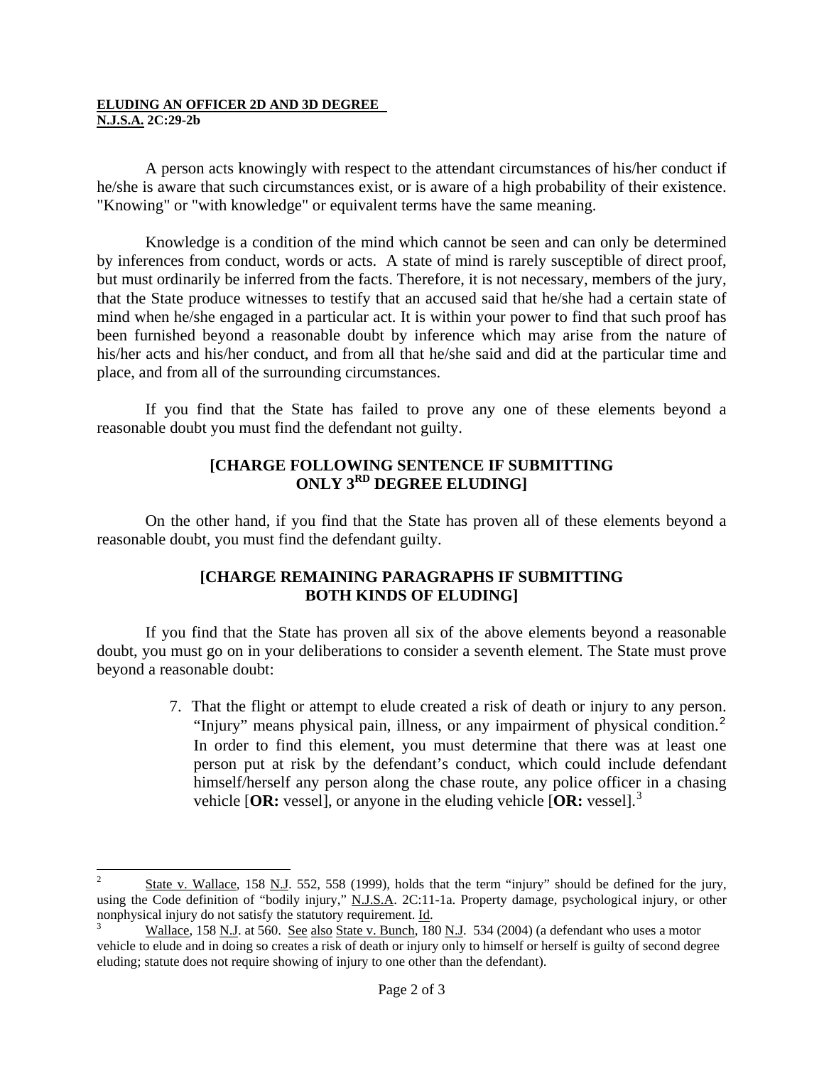**ELUDING AN OFFICER 2D AND 3D DEGREE**
**N.J.S.A. 2C:29-2b**

A person acts knowingly with respect to the attendant circumstances of his/her conduct if he/she is aware that such circumstances exist, or is aware of a high probability of their existence. "Knowing" or "with knowledge" or equivalent terms have the same meaning.

Knowledge is a condition of the mind which cannot be seen and can only be determined by inferences from conduct, words or acts. A state of mind is rarely susceptible of direct proof, but must ordinarily be inferred from the facts. Therefore, it is not necessary, members of the jury, that the State produce witnesses to testify that an accused said that he/she had a certain state of mind when he/she engaged in a particular act. It is within your power to find that such proof has been furnished beyond a reasonable doubt by inference which may arise from the nature of his/her acts and his/her conduct, and from all that he/she said and did at the particular time and place, and from all of the surrounding circumstances.

If you find that the State has failed to prove any one of these elements beyond a reasonable doubt you must find the defendant not guilty.

**[CHARGE FOLLOWING SENTENCE IF SUBMITTING ONLY 3RD DEGREE ELUDING]**

On the other hand, if you find that the State has proven all of these elements beyond a reasonable doubt, you must find the defendant guilty.

**[CHARGE REMAINING PARAGRAPHS IF SUBMITTING BOTH KINDS OF ELUDING]**

If you find that the State has proven all six of the above elements beyond a reasonable doubt, you must go on in your deliberations to consider a seventh element. The State must prove beyond a reasonable doubt:

7. That the flight or attempt to elude created a risk of death or injury to any person. "Injury" means physical pain, illness, or any impairment of physical condition.[2] In order to find this element, you must determine that there was at least one person put at risk by the defendant's conduct, which could include defendant himself/herself any person along the chase route, any police officer in a chasing vehicle [**OR:** vessel], or anyone in the eluding vehicle [**OR:** vessel].[3]

---

[2] State v. Wallace, 158 N.J. 552, 558 (1999), holds that the term "injury" should be defined for the jury, using the Code definition of "bodily injury," N.J.S.A. 2C:11-1a. Property damage, psychological injury, or other nonphysical injury do not satisfy the statutory requirement. Id.

[3] Wallace, 158 N.J. at 560. See also State v. Bunch, 180 N.J. 534 (2004) (a defendant who uses a motor vehicle to elude and in doing so creates a risk of death or injury only to himself or herself is guilty of second degree eluding; statute does not require showing of injury to one other than the defendant).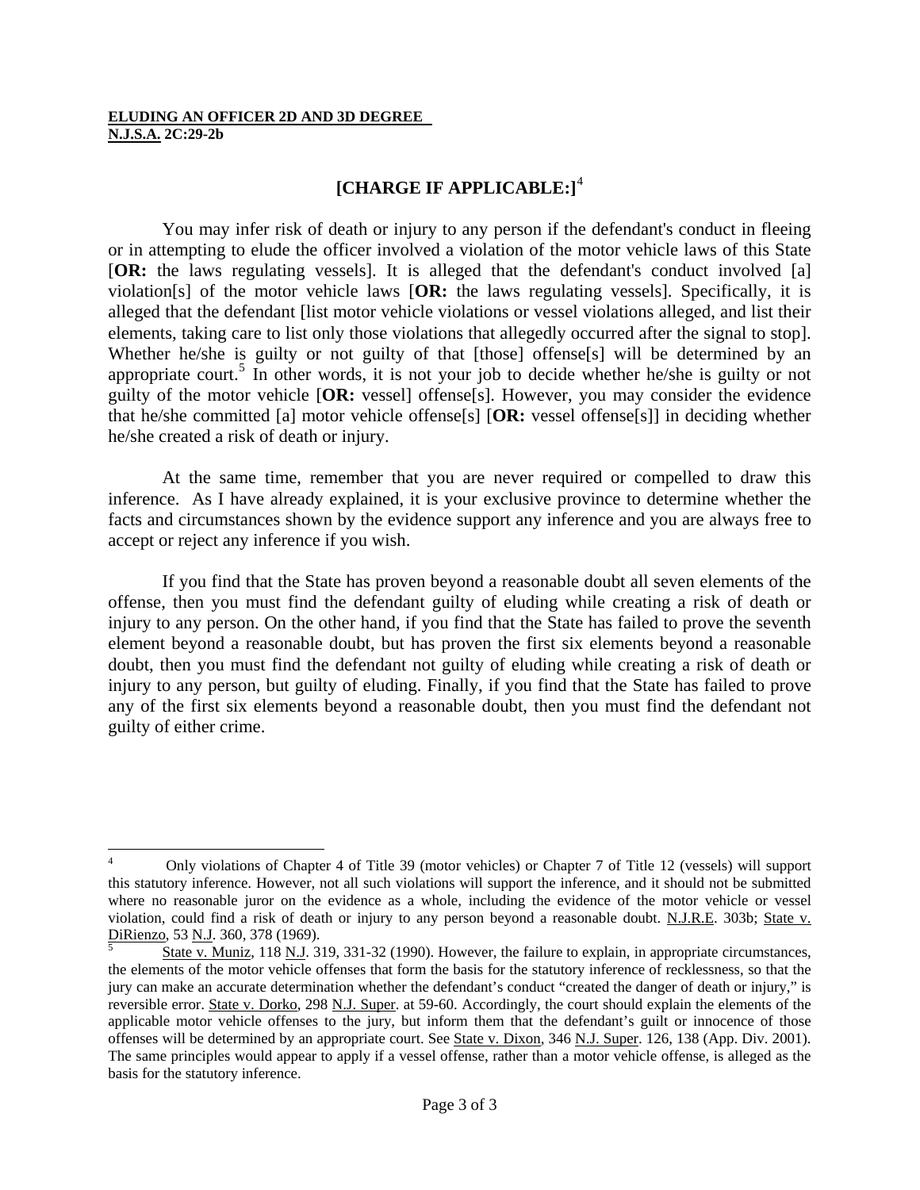**ELUDING AN OFFICER 2D AND 3D DEGREE**
**N.J.S.A. 2C:29-2b**

## [CHARGE IF APPLICABLE:][4]

You may infer risk of death or injury to any person if the defendant's conduct in fleeing or in attempting to elude the officer involved a violation of the motor vehicle laws of this State [**OR:** the laws regulating vessels]. It is alleged that the defendant's conduct involved [a] violation[s] of the motor vehicle laws [**OR:** the laws regulating vessels]. Specifically, it is alleged that the defendant [list motor vehicle violations or vessel violations alleged, and list their elements, taking care to list only those violations that allegedly occurred after the signal to stop]. Whether he/she is guilty or not guilty of that [those] offense[s] will be determined by an appropriate court.[5] In other words, it is not your job to decide whether he/she is guilty or not guilty of the motor vehicle [**OR:** vessel] offense[s]. However, you may consider the evidence that he/she committed [a] motor vehicle offense[s] [**OR:** vessel offense[s]] in deciding whether he/she created a risk of death or injury.

At the same time, remember that you are never required or compelled to draw this inference. As I have already explained, it is your exclusive province to determine whether the facts and circumstances shown by the evidence support any inference and you are always free to accept or reject any inference if you wish.

If you find that the State has proven beyond a reasonable doubt all seven elements of the offense, then you must find the defendant guilty of eluding while creating a risk of death or injury to any person. On the other hand, if you find that the State has failed to prove the seventh element beyond a reasonable doubt, but has proven the first six elements beyond a reasonable doubt, then you must find the defendant not guilty of eluding while creating a risk of death or injury to any person, but guilty of eluding. Finally, if you find that the State has failed to prove any of the first six elements beyond a reasonable doubt, then you must find the defendant not guilty of either crime.

---

[4] Only violations of Chapter 4 of Title 39 (motor vehicles) or Chapter 7 of Title 12 (vessels) will support this statutory inference. However, not all such violations will support the inference, and it should not be submitted where no reasonable juror on the evidence as a whole, including the evidence of the motor vehicle or vessel violation, could find a risk of death or injury to any person beyond a reasonable doubt. N.J.R.E. 303b; State v. DiRienzo, 53 N.J. 360, 378 (1969).

[5] State v. Muniz, 118 N.J. 319, 331-32 (1990). However, the failure to explain, in appropriate circumstances, the elements of the motor vehicle offenses that form the basis for the statutory inference of recklessness, so that the jury can make an accurate determination whether the defendant's conduct "created the danger of death or injury," is reversible error. State v. Dorko, 298 N.J. Super. at 59-60. Accordingly, the court should explain the elements of the applicable motor vehicle offenses to the jury, but inform them that the defendant's guilt or innocence of those offenses will be determined by an appropriate court. See State v. Dixon, 346 N.J. Super. 126, 138 (App. Div. 2001). The same principles would appear to apply if a vessel offense, rather than a motor vehicle offense, is alleged as the basis for the statutory inference.